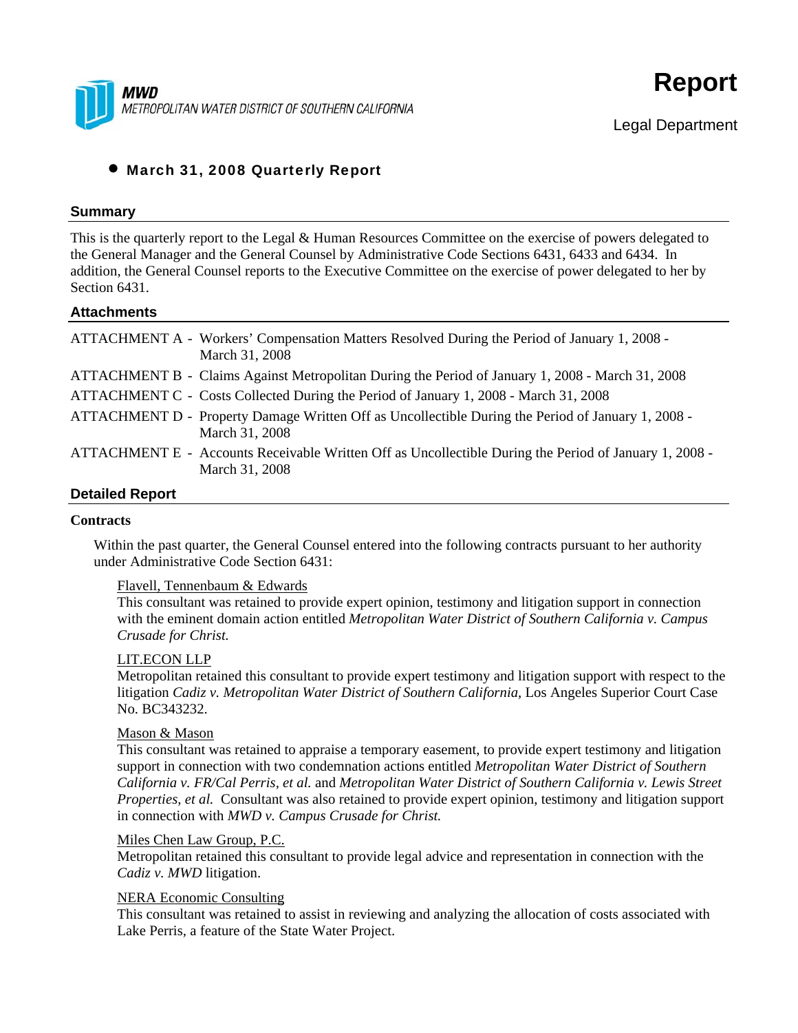MWD
METROPOLITAN WATER DISTRICT OF SOUTHERN CALIFORNIA

# Report

Legal Department

- **March 31, 2008 Quarterly Report**

## Summary

This is the quarterly report to the Legal & Human Resources Committee on the exercise of powers delegated to the General Manager and the General Counsel by Administrative Code Sections 6431, 6433 and 6434. In addition, the General Counsel reports to the Executive Committee on the exercise of power delegated to her by Section 6431.

## Attachments

ATTACHMENT A - Workers' Compensation Matters Resolved During the Period of January 1, 2008 - March 31, 2008

ATTACHMENT B - Claims Against Metropolitan During the Period of January 1, 2008 - March 31, 2008

ATTACHMENT C - Costs Collected During the Period of January 1, 2008 - March 31, 2008

ATTACHMENT D - Property Damage Written Off as Uncollectible During the Period of January 1, 2008 - March 31, 2008

ATTACHMENT E - Accounts Receivable Written Off as Uncollectible During the Period of January 1, 2008 - March 31, 2008

## Detailed Report

### Contracts

Within the past quarter, the General Counsel entered into the following contracts pursuant to her authority under Administrative Code Section 6431:

<u>Flavell, Tennenbaum & Edwards</u>
This consultant was retained to provide expert opinion, testimony and litigation support in connection with the eminent domain action entitled *Metropolitan Water District of Southern California v. Campus Crusade for Christ.*

<u>LIT.ECON LLP</u>
Metropolitan retained this consultant to provide expert testimony and litigation support with respect to the litigation *Cadiz v. Metropolitan Water District of Southern California*, Los Angeles Superior Court Case No. BC343232.

<u>Mason & Mason</u>
This consultant was retained to appraise a temporary easement, to provide expert testimony and litigation support in connection with two condemnation actions entitled *Metropolitan Water District of Southern California v. FR/Cal Perris, et al.* and *Metropolitan Water District of Southern California v. Lewis Street Properties, et al.* Consultant was also retained to provide expert opinion, testimony and litigation support in connection with *MWD v. Campus Crusade for Christ.*

<u>Miles Chen Law Group, P.C.</u>
Metropolitan retained this consultant to provide legal advice and representation in connection with the *Cadiz v. MWD* litigation.

<u>NERA Economic Consulting</u>
This consultant was retained to assist in reviewing and analyzing the allocation of costs associated with Lake Perris, a feature of the State Water Project.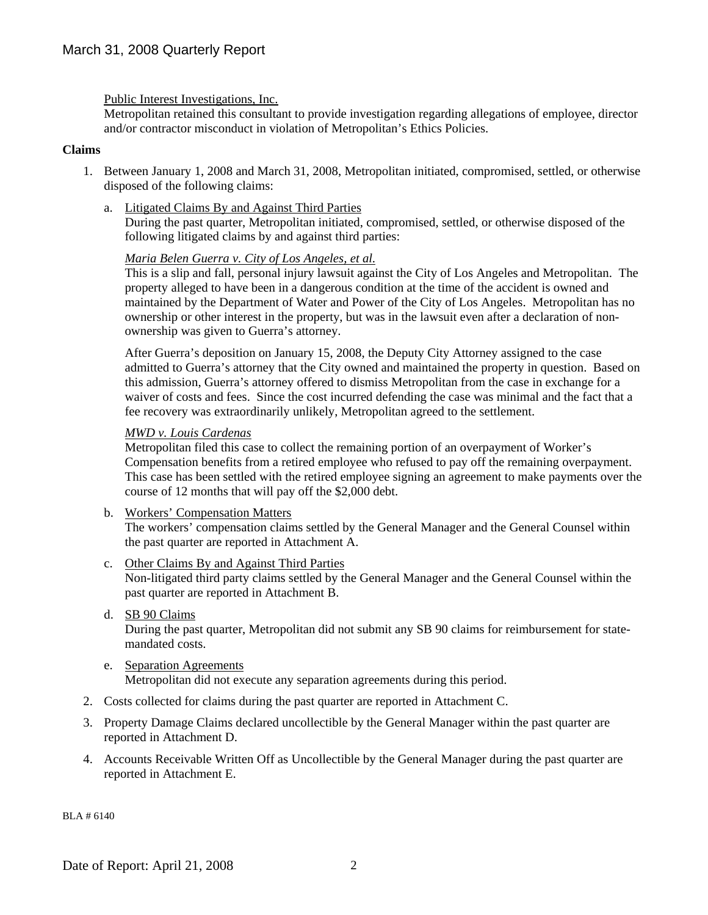Public Interest Investigations, Inc.
Metropolitan retained this consultant to provide investigation regarding allegations of employee, director and/or contractor misconduct in violation of Metropolitan's Ethics Policies.

**Claims**

1. Between January 1, 2008 and March 31, 2008, Metropolitan initiated, compromised, settled, or otherwise disposed of the following claims:

   a. Litigated Claims By and Against Third Parties
   During the past quarter, Metropolitan initiated, compromised, settled, or otherwise disposed of the following litigated claims by and against third parties:

   *Maria Belen Guerra v. City of Los Angeles, et al.*
   This is a slip and fall, personal injury lawsuit against the City of Los Angeles and Metropolitan. The property alleged to have been in a dangerous condition at the time of the accident is owned and maintained by the Department of Water and Power of the City of Los Angeles. Metropolitan has no ownership or other interest in the property, but was in the lawsuit even after a declaration of non-ownership was given to Guerra's attorney.

   After Guerra's deposition on January 15, 2008, the Deputy City Attorney assigned to the case admitted to Guerra's attorney that the City owned and maintained the property in question. Based on this admission, Guerra's attorney offered to dismiss Metropolitan from the case in exchange for a waiver of costs and fees. Since the cost incurred defending the case was minimal and the fact that a fee recovery was extraordinarily unlikely, Metropolitan agreed to the settlement.

   *MWD v. Louis Cardenas*
   Metropolitan filed this case to collect the remaining portion of an overpayment of Worker's Compensation benefits from a retired employee who refused to pay off the remaining overpayment. This case has been settled with the retired employee signing an agreement to make payments over the course of 12 months that will pay off the $2,000 debt.

   b. Workers' Compensation Matters
   The workers' compensation claims settled by the General Manager and the General Counsel within the past quarter are reported in Attachment A.

   c. Other Claims By and Against Third Parties
   Non-litigated third party claims settled by the General Manager and the General Counsel within the past quarter are reported in Attachment B.

   d. SB 90 Claims
   During the past quarter, Metropolitan did not submit any SB 90 claims for reimbursement for state-mandated costs.

   e. Separation Agreements
   Metropolitan did not execute any separation agreements during this period.

2. Costs collected for claims during the past quarter are reported in Attachment C.

3. Property Damage Claims declared uncollectible by the General Manager within the past quarter are reported in Attachment D.

4. Accounts Receivable Written Off as Uncollectible by the General Manager during the past quarter are reported in Attachment E.

BLA # 6140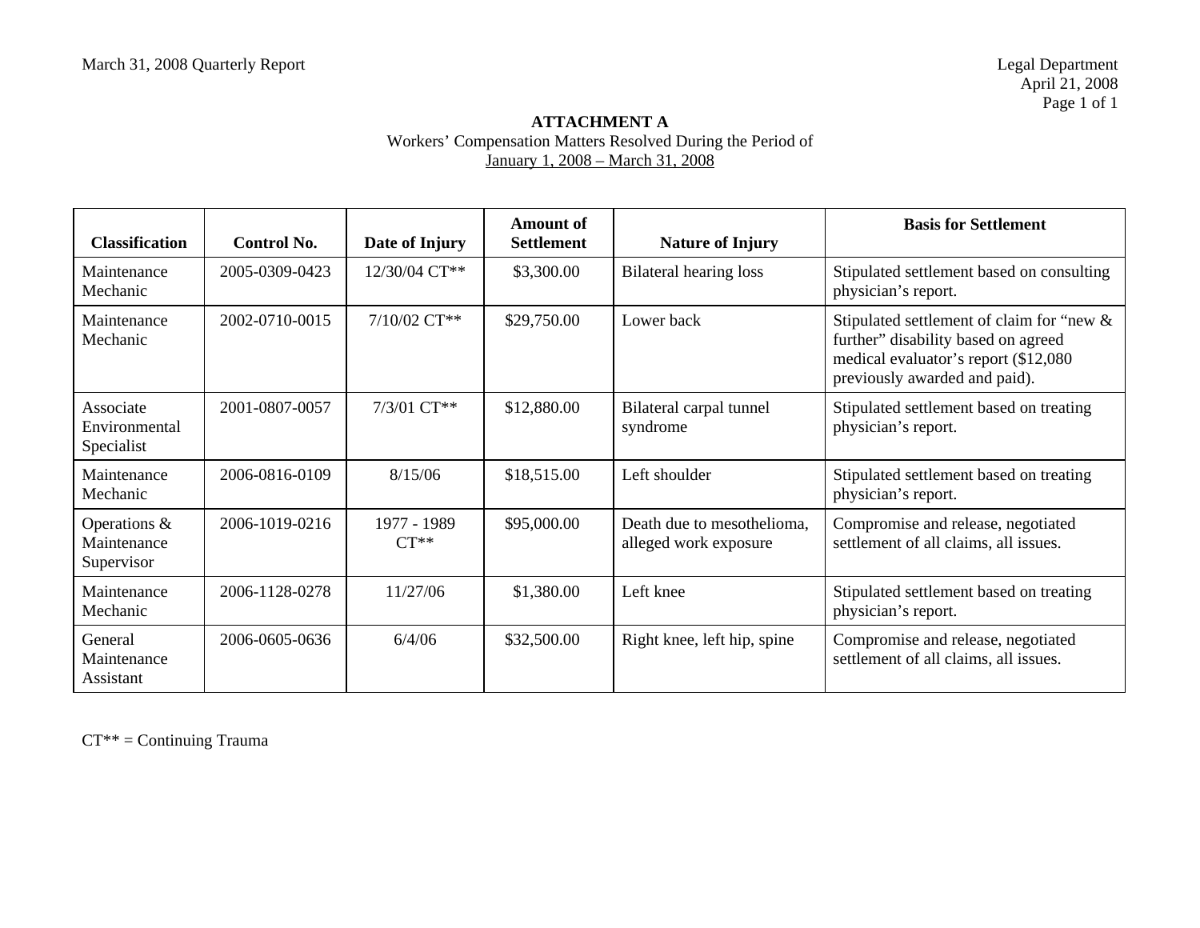March 31, 2008 Quarterly Report

Legal Department
April 21, 2008

## ATTACHMENT A

Workers' Compensation Matters Resolved During the Period of
January 1, 2008 – March 31, 2008

| Classification | Control No. | Date of Injury | Amount of Settlement | Nature of Injury | Basis for Settlement |
|---|---|---|---|---|---|
| Maintenance Mechanic | 2005-0309-0423 | 12/30/04 CT** | $3,300.00 | Bilateral hearing loss | Stipulated settlement based on consulting physician's report. |
| Maintenance Mechanic | 2002-0710-0015 | 7/10/02 CT** | $29,750.00 | Lower back | Stipulated settlement of claim for "new & further" disability based on agreed medical evaluator's report ($12,080 previously awarded and paid). |
| Associate Environmental Specialist | 2001-0807-0057 | 7/3/01 CT** | $12,880.00 | Bilateral carpal tunnel syndrome | Stipulated settlement based on treating physician's report. |
| Maintenance Mechanic | 2006-0816-0109 | 8/15/06 | $18,515.00 | Left shoulder | Stipulated settlement based on treating physician's report. |
| Operations & Maintenance Supervisor | 2006-1019-0216 | 1977 - 1989 CT** | $95,000.00 | Death due to mesothelioma, alleged work exposure | Compromise and release, negotiated settlement of all claims, all issues. |
| Maintenance Mechanic | 2006-1128-0278 | 11/27/06 | $1,380.00 | Left knee | Stipulated settlement based on treating physician's report. |
| General Maintenance Assistant | 2006-0605-0636 | 6/4/06 | $32,500.00 | Right knee, left hip, spine | Compromise and release, negotiated settlement of all claims, all issues. |

CT** = Continuing Trauma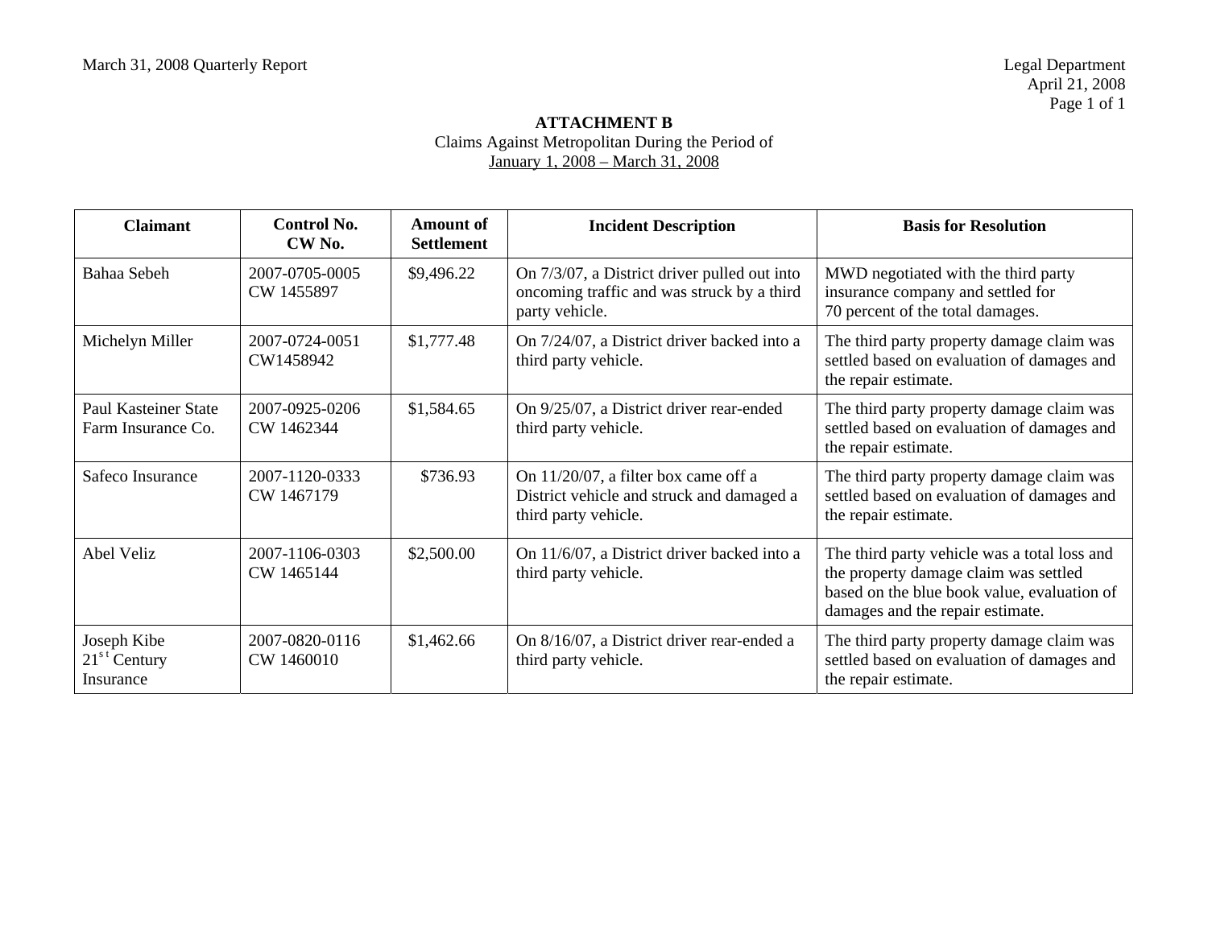March 31, 2008 Quarterly Report

Legal Department
April 21, 2008

## ATTACHMENT B

Claims Against Metropolitan During the Period of
January 1, 2008 – March 31, 2008

| Claimant | Control No. CW No. | Amount of Settlement | Incident Description | Basis for Resolution |
|---|---|---|---|---|
| Bahaa Sebeh | 2007-0705-0005 CW 1455897 | $9,496.22 | On 7/3/07, a District driver pulled out into oncoming traffic and was struck by a third party vehicle. | MWD negotiated with the third party insurance company and settled for 70 percent of the total damages. |
| Michelyn Miller | 2007-0724-0051 CW1458942 | $1,777.48 | On 7/24/07, a District driver backed into a third party vehicle. | The third party property damage claim was settled based on evaluation of damages and the repair estimate. |
| Paul Kasteiner State Farm Insurance Co. | 2007-0925-0206 CW 1462344 | $1,584.65 | On 9/25/07, a District driver rear-ended third party vehicle. | The third party property damage claim was settled based on evaluation of damages and the repair estimate. |
| Safeco Insurance | 2007-1120-0333 CW 1467179 | $736.93 | On 11/20/07, a filter box came off a District vehicle and struck and damaged a third party vehicle. | The third party property damage claim was settled based on evaluation of damages and the repair estimate. |
| Abel Veliz | 2007-1106-0303 CW 1465144 | $2,500.00 | On 11/6/07, a District driver backed into a third party vehicle. | The third party vehicle was a total loss and the property damage claim was settled based on the blue book value, evaluation of damages and the repair estimate. |
| Joseph Kibe 21st Century Insurance | 2007-0820-0116 CW 1460010 | $1,462.66 | On 8/16/07, a District driver rear-ended a third party vehicle. | The third party property damage claim was settled based on evaluation of damages and the repair estimate. |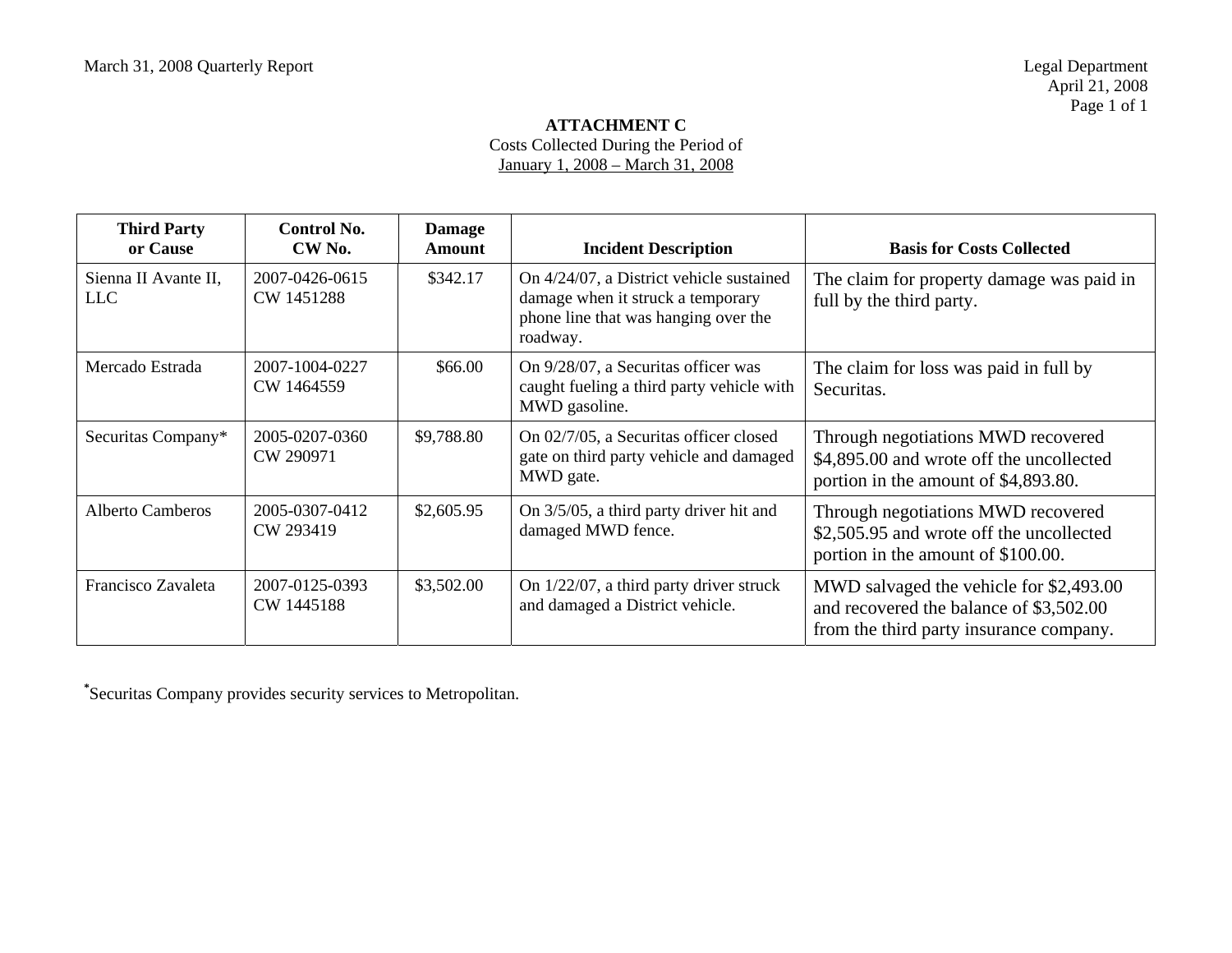March 31, 2008 Quarterly Report

Legal Department
April 21, 2008

**ATTACHMENT C**
Costs Collected During the Period of
January 1, 2008 – March 31, 2008

| Third Party or Cause | Control No. CW No. | Damage Amount | Incident Description | Basis for Costs Collected |
|---|---|---|---|---|
| Sienna II Avante II, LLC | 2007-0426-0615 CW 1451288 | $342.17 | On 4/24/07, a District vehicle sustained damage when it struck a temporary phone line that was hanging over the roadway. | The claim for property damage was paid in full by the third party. |
| Mercado Estrada | 2007-1004-0227 CW 1464559 | $66.00 | On 9/28/07, a Securitas officer was caught fueling a third party vehicle with MWD gasoline. | The claim for loss was paid in full by Securitas. |
| Securitas Company* | 2005-0207-0360 CW 290971 | $9,788.80 | On 02/7/05, a Securitas officer closed gate on third party vehicle and damaged MWD gate. | Through negotiations MWD recovered $4,895.00 and wrote off the uncollected portion in the amount of $4,893.80. |
| Alberto Camberos | 2005-0307-0412 CW 293419 | $2,605.95 | On 3/5/05, a third party driver hit and damaged MWD fence. | Through negotiations MWD recovered $2,505.95 and wrote off the uncollected portion in the amount of $100.00. |
| Francisco Zavaleta | 2007-0125-0393 CW 1445188 | $3,502.00 | On 1/22/07, a third party driver struck and damaged a District vehicle. | MWD salvaged the vehicle for $2,493.00 and recovered the balance of $3,502.00 from the third party insurance company. |

*Securitas Company provides security services to Metropolitan.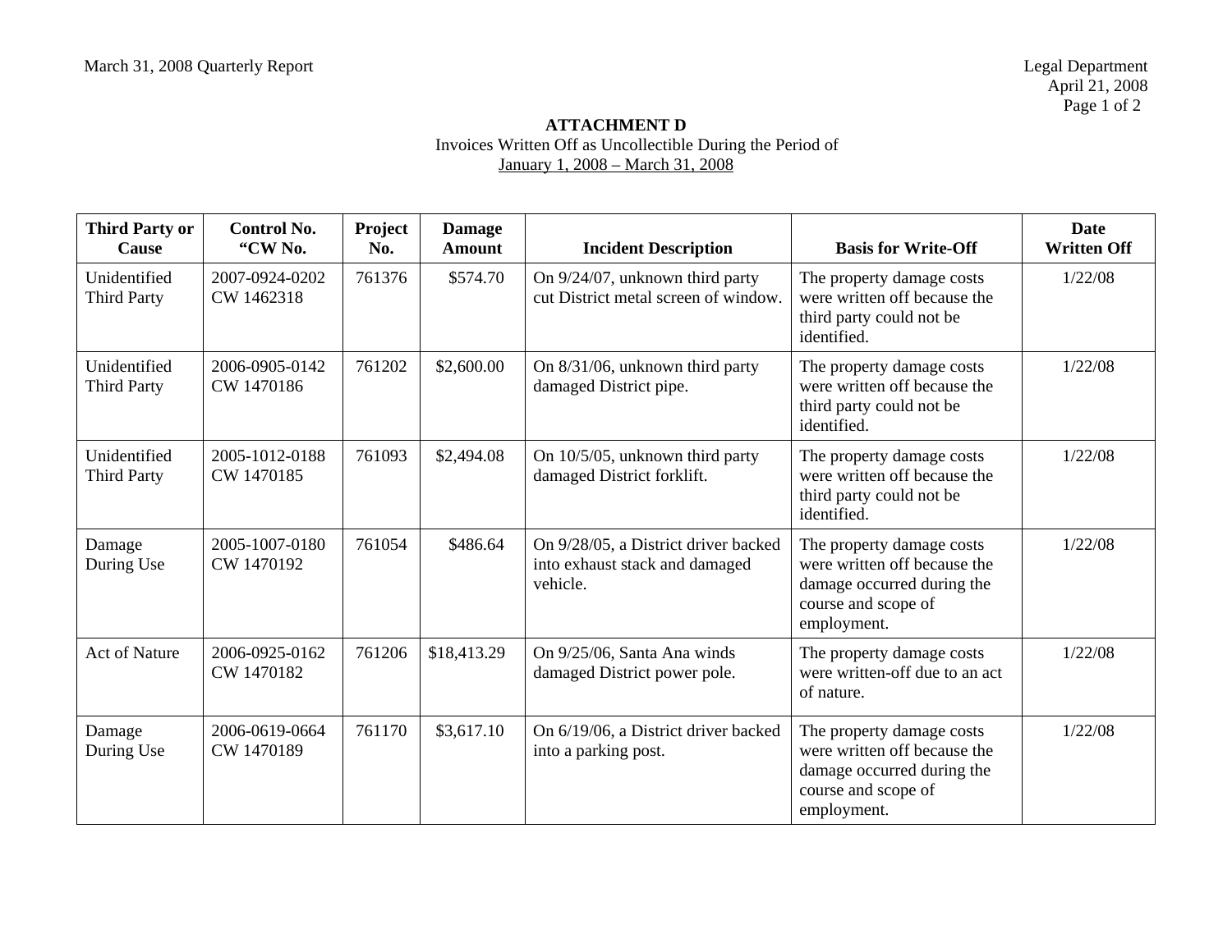March 31, 2008 Quarterly Report

Legal Department
April 21, 2008

**ATTACHMENT D**
Invoices Written Off as Uncollectible During the Period of
January 1, 2008 – March 31, 2008

| Third Party or Cause | Control No. "CW No. | Project No. | Damage Amount | Incident Description | Basis for Write-Off | Date Written Off |
|---|---|---|---|---|---|---|
| Unidentified Third Party | 2007-0924-0202 CW 1462318 | 761376 | $574.70 | On 9/24/07, unknown third party cut District metal screen of window. | The property damage costs were written off because the third party could not be identified. | 1/22/08 |
| Unidentified Third Party | 2006-0905-0142 CW 1470186 | 761202 | $2,600.00 | On 8/31/06, unknown third party damaged District pipe. | The property damage costs were written off because the third party could not be identified. | 1/22/08 |
| Unidentified Third Party | 2005-1012-0188 CW 1470185 | 761093 | $2,494.08 | On 10/5/05, unknown third party damaged District forklift. | The property damage costs were written off because the third party could not be identified. | 1/22/08 |
| Damage During Use | 2005-1007-0180 CW 1470192 | 761054 | $486.64 | On 9/28/05, a District driver backed into exhaust stack and damaged vehicle. | The property damage costs were written off because the damage occurred during the course and scope of employment. | 1/22/08 |
| Act of Nature | 2006-0925-0162 CW 1470182 | 761206 | $18,413.29 | On 9/25/06, Santa Ana winds damaged District power pole. | The property damage costs were written-off due to an act of nature. | 1/22/08 |
| Damage During Use | 2006-0619-0664 CW 1470189 | 761170 | $3,617.10 | On 6/19/06, a District driver backed into a parking post. | The property damage costs were written off because the damage occurred during the course and scope of employment. | 1/22/08 |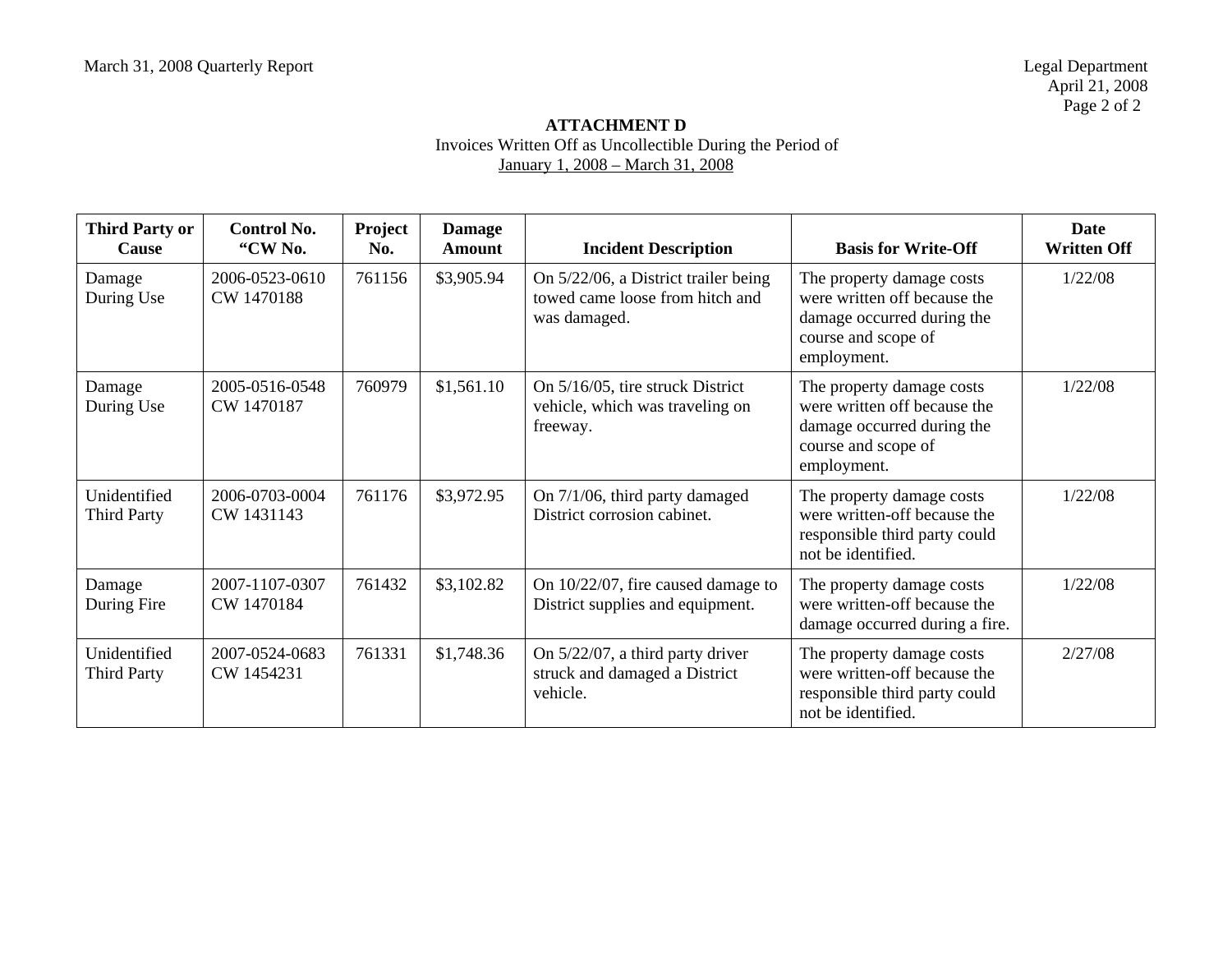**ATTACHMENT D**

Invoices Written Off as Uncollectible During the Period of
January 1, 2008 – March 31, 2008

| Third Party or Cause | Control No. "CW No. | Project No. | Damage Amount | Incident Description | Basis for Write-Off | Date Written Off |
|---|---|---|---|---|---|---|
| Damage During Use | 2006-0523-0610 CW 1470188 | 761156 | $3,905.94 | On 5/22/06, a District trailer being towed came loose from hitch and was damaged. | The property damage costs were written off because the damage occurred during the course and scope of employment. | 1/22/08 |
| Damage During Use | 2005-0516-0548 CW 1470187 | 760979 | $1,561.10 | On 5/16/05, tire struck District vehicle, which was traveling on freeway. | The property damage costs were written off because the damage occurred during the course and scope of employment. | 1/22/08 |
| Unidentified Third Party | 2006-0703-0004 CW 1431143 | 761176 | $3,972.95 | On 7/1/06, third party damaged District corrosion cabinet. | The property damage costs were written-off because the responsible third party could not be identified. | 1/22/08 |
| Damage During Fire | 2007-1107-0307 CW 1470184 | 761432 | $3,102.82 | On 10/22/07, fire caused damage to District supplies and equipment. | The property damage costs were written-off because the damage occurred during a fire. | 1/22/08 |
| Unidentified Third Party | 2007-0524-0683 CW 1454231 | 761331 | $1,748.36 | On 5/22/07, a third party driver struck and damaged a District vehicle. | The property damage costs were written-off because the responsible third party could not be identified. | 2/27/08 |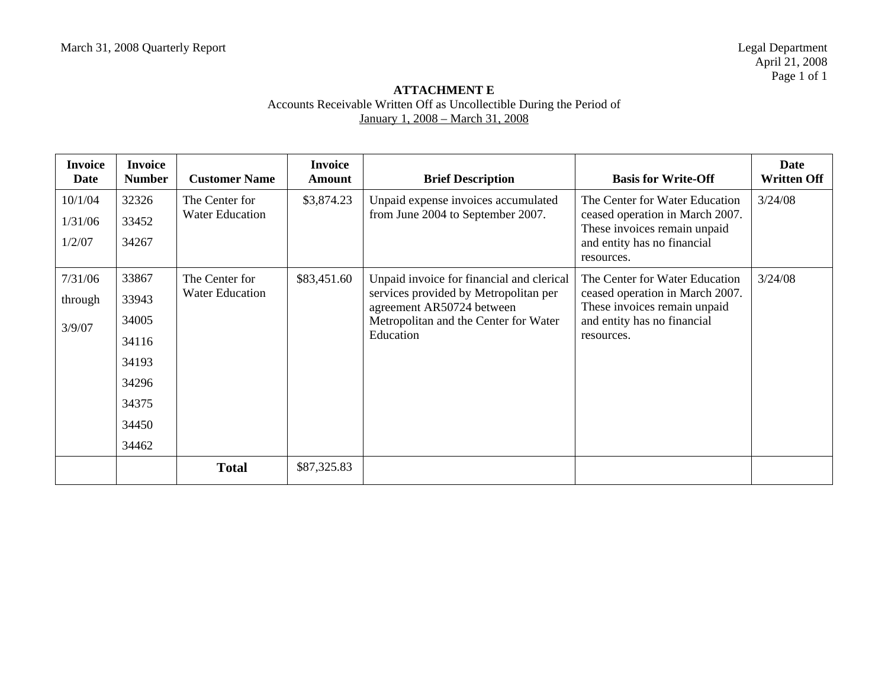March 31, 2008 Quarterly Report

Legal Department
April 21, 2008

## ATTACHMENT E

Accounts Receivable Written Off as Uncollectible During the Period of
January 1, 2008 – March 31, 2008

| Invoice Date | Invoice Number | Customer Name | Invoice Amount | Brief Description | Basis for Write-Off | Date Written Off |
|---|---|---|---|---|---|---|
| 10/1/04<br>1/31/06<br>1/2/07 | 32326<br>33452<br>34267 | The Center for Water Education | $3,874.23 | Unpaid expense invoices accumulated from June 2004 to September 2007. | The Center for Water Education ceased operation in March 2007. These invoices remain unpaid and entity has no financial resources. | 3/24/08 |
| 7/31/06<br>through<br>3/9/07 | 33867<br>33943<br>34005<br>34116<br>34193<br>34296<br>34375<br>34450<br>34462 | The Center for Water Education | $83,451.60 | Unpaid invoice for financial and clerical services provided by Metropolitan per agreement AR50724 between Metropolitan and the Center for Water Education | The Center for Water Education ceased operation in March 2007. These invoices remain unpaid and entity has no financial resources. | 3/24/08 |
| | | **Total** | $87,325.83 | | | |